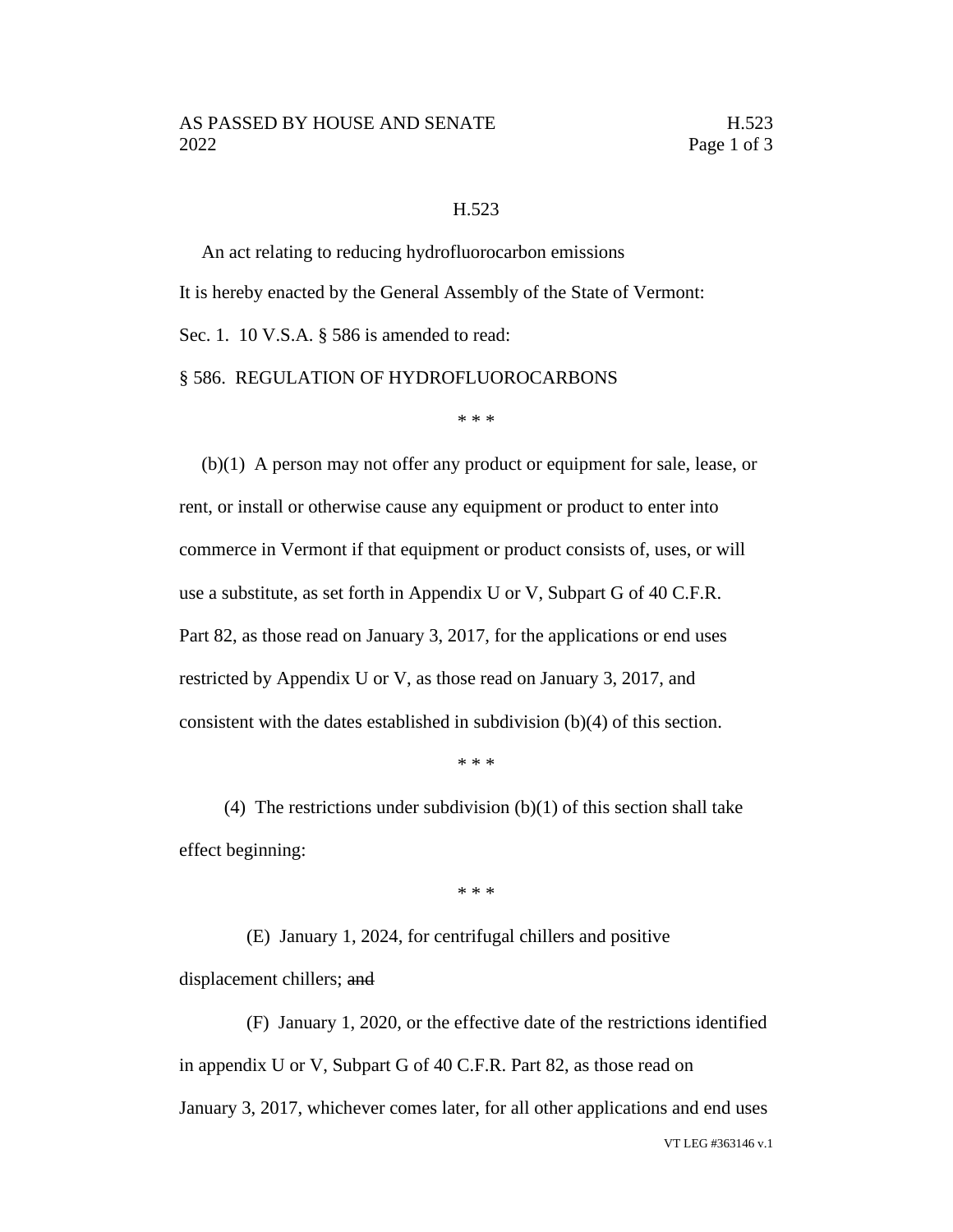H.523

An act relating to reducing hydrofluorocarbon emissions

It is hereby enacted by the General Assembly of the State of Vermont:

Sec. 1. 10 V.S.A. § 586 is amended to read:

§ 586. REGULATION OF HYDROFLUOROCARBONS

\* \* \*

(b)(1) A person may not offer any product or equipment for sale, lease, or rent, or install or otherwise cause any equipment or product to enter into commerce in Vermont if that equipment or product consists of, uses, or will use a substitute, as set forth in Appendix U or V, Subpart G of 40 C.F.R. Part 82, as those read on January 3, 2017, for the applications or end uses restricted by Appendix U or V, as those read on January 3, 2017, and consistent with the dates established in subdivision (b)(4) of this section.

\* \* \*

(4) The restrictions under subdivision (b)(1) of this section shall take effect beginning:

\* \* \*

(E) January 1, 2024, for centrifugal chillers and positive displacement chillers; ~~and~~

(F) January 1, 2020, or the effective date of the restrictions identified in appendix U or V, Subpart G of 40 C.F.R. Part 82, as those read on January 3, 2017, whichever comes later, for all other applications and end uses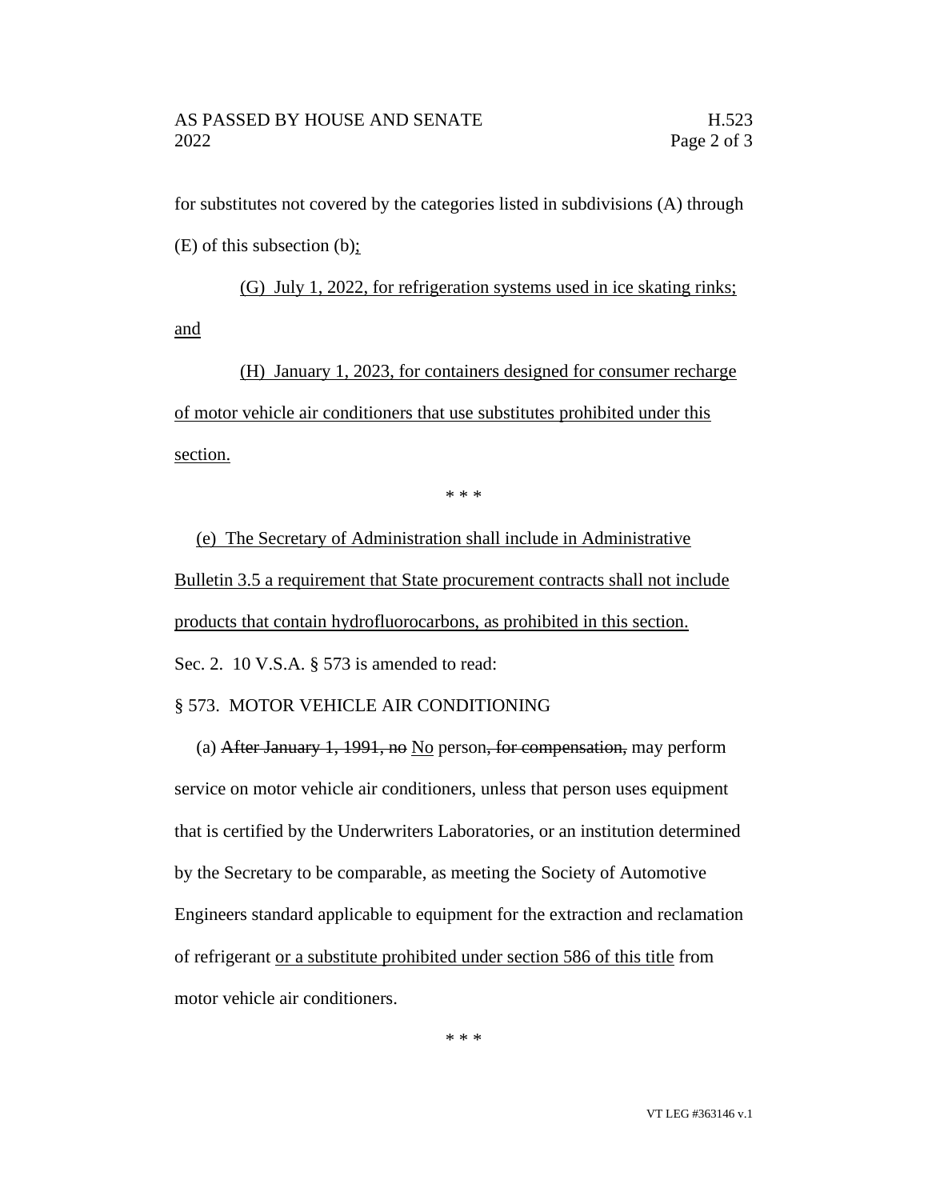for substitutes not covered by the categories listed in subdivisions (A) through (E) of this subsection (b)<u>;</u>

<u>(G) July 1, 2022, for refrigeration systems used in ice skating rinks; and</u>

<u>(H) January 1, 2023, for containers designed for consumer recharge of motor vehicle air conditioners that use substitutes prohibited under this section.</u>

\* \* \*

<u>(e) The Secretary of Administration shall include in Administrative Bulletin 3.5 a requirement that State procurement contracts shall not include products that contain hydrofluorocarbons, as prohibited in this section.</u>

Sec. 2. 10 V.S.A. § 573 is amended to read:

§ 573. MOTOR VEHICLE AIR CONDITIONING

(a) ~~After January 1, 1991, no~~ <u>No</u> person~~, for compensation,~~ may perform service on motor vehicle air conditioners, unless that person uses equipment that is certified by the Underwriters Laboratories, or an institution determined by the Secretary to be comparable, as meeting the Society of Automotive Engineers standard applicable to equipment for the extraction and reclamation of refrigerant <u>or a substitute prohibited under section 586 of this title</u> from motor vehicle air conditioners.

\* \* \*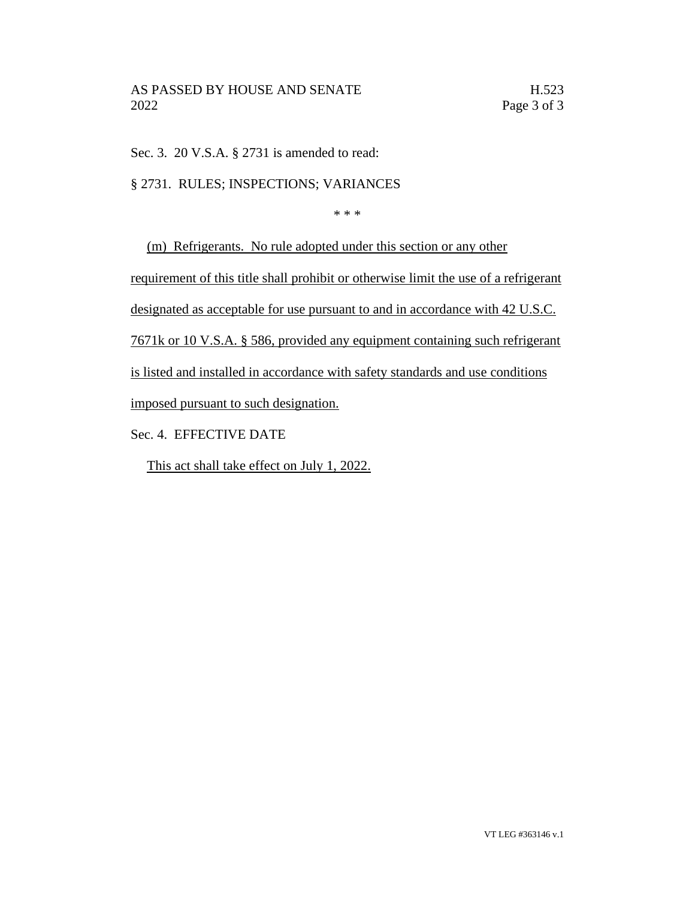Sec. 3. 20 V.S.A. § 2731 is amended to read:

§ 2731. RULES; INSPECTIONS; VARIANCES

\* \* \*

(m) Refrigerants. No rule adopted under this section or any other requirement of this title shall prohibit or otherwise limit the use of a refrigerant designated as acceptable for use pursuant to and in accordance with 42 U.S.C. 7671k or 10 V.S.A. § 586, provided any equipment containing such refrigerant is listed and installed in accordance with safety standards and use conditions imposed pursuant to such designation.

Sec. 4. EFFECTIVE DATE

This act shall take effect on July 1, 2022.